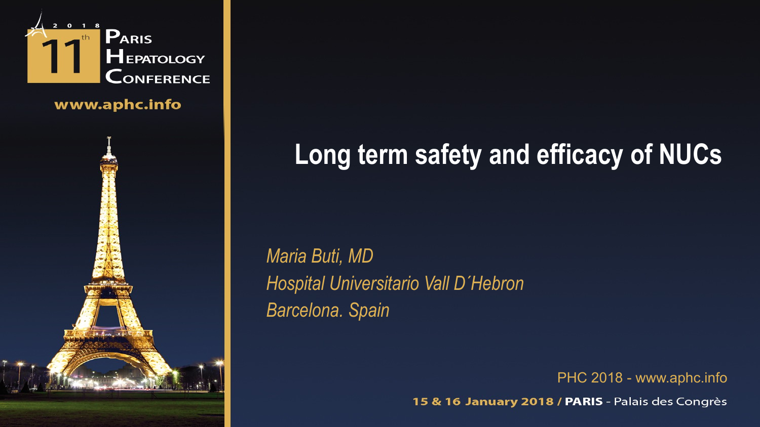# Long term safety and efficacy of NUCs

*Maria Buti, MD*

*Hospital Universitario Vall D´Hebron*

*Barcelona. Spain*

PHC 2018 - www.aphc.info

**15 & 16 January 2018 / PARIS** - Palais des Congrès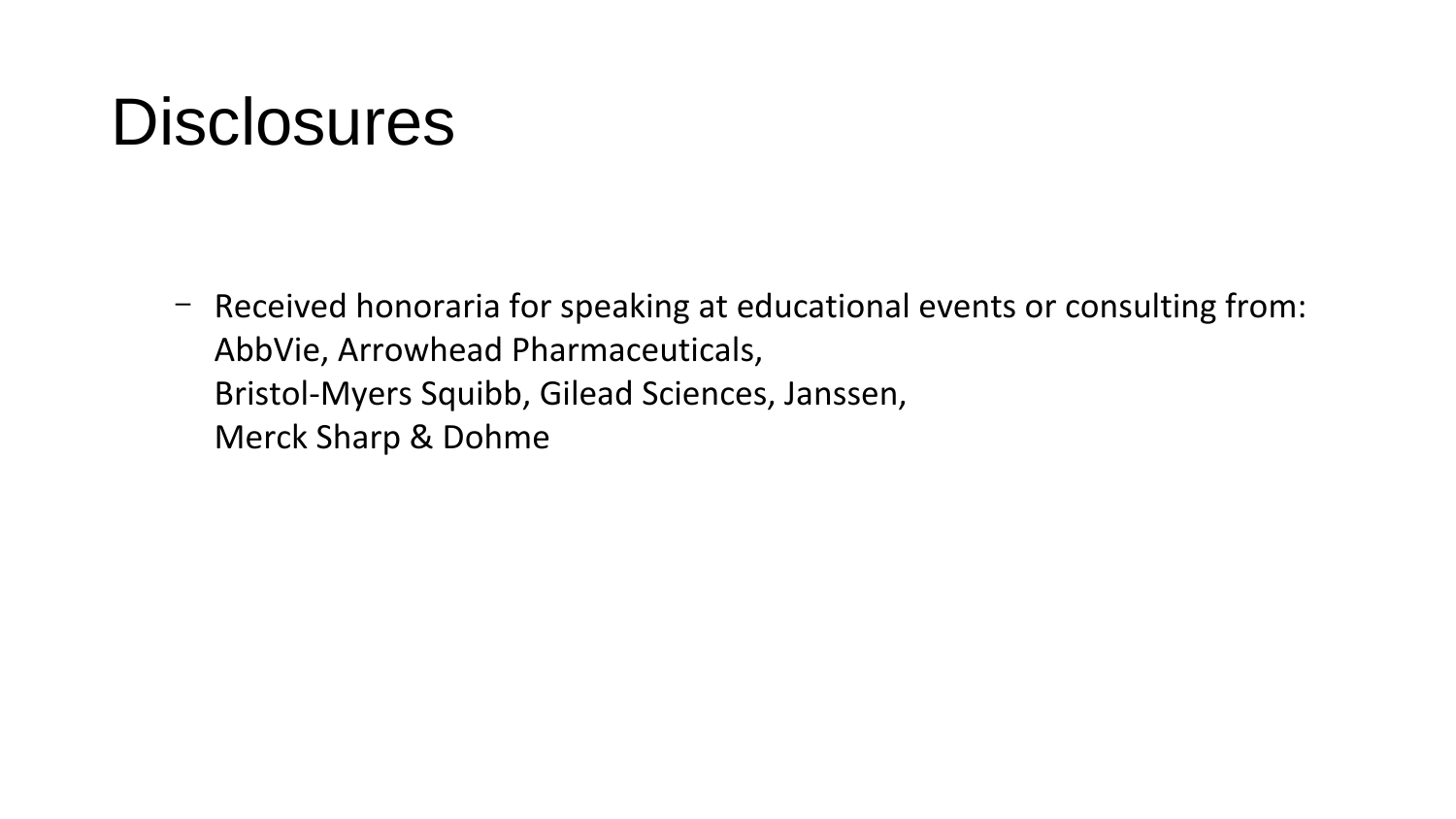# Disclosures

- Received honoraria for speaking at educational events or consulting from:
  AbbVie, Arrowhead Pharmaceuticals,
  Bristol-Myers Squibb, Gilead Sciences, Janssen,
  Merck Sharp & Dohme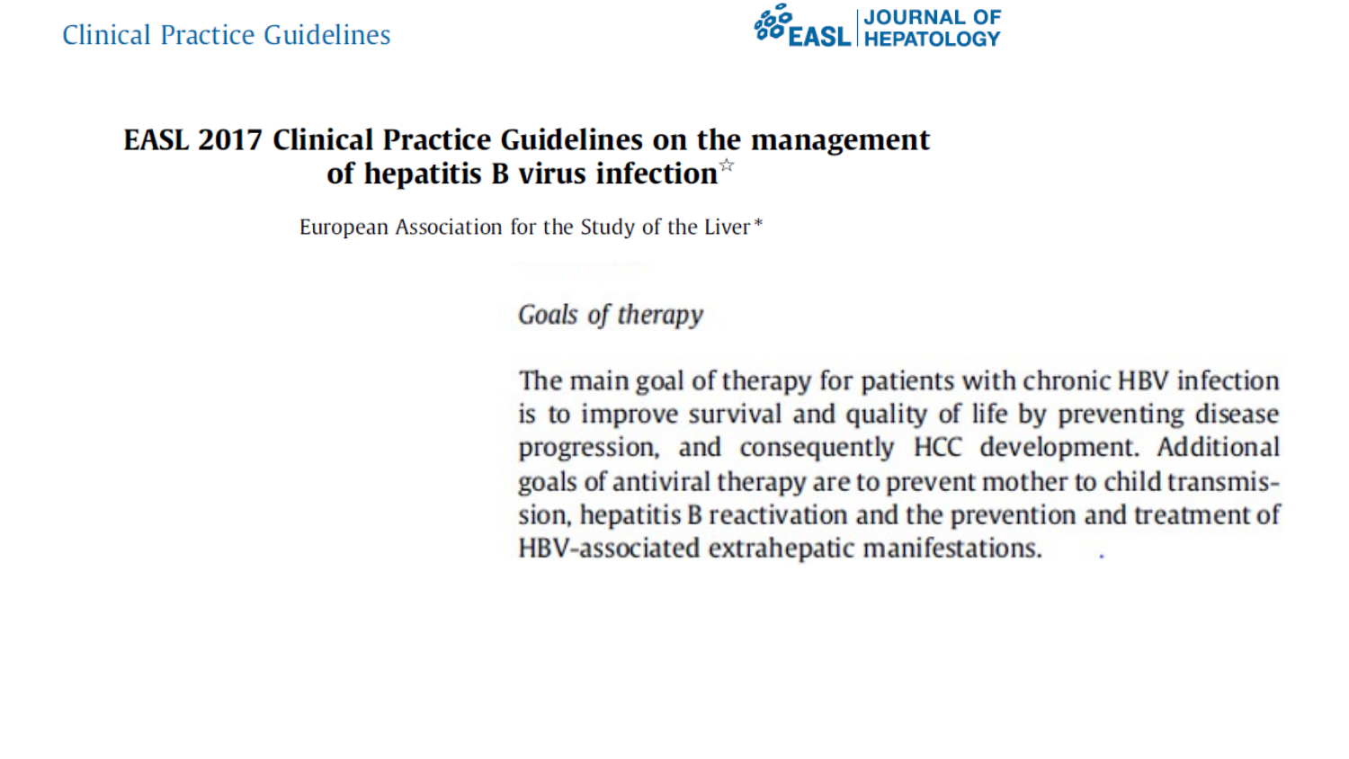Clinical Practice Guidelines

EASL | JOURNAL OF HEPATOLOGY

# EASL 2017 Clinical Practice Guidelines on the management of hepatitis B virus infection☆

European Association for the Study of the Liver*

## *Goals of therapy*

The main goal of therapy for patients with chronic HBV infection is to improve survival and quality of life by preventing disease progression, and consequently HCC development. Additional goals of antiviral therapy are to prevent mother to child transmission, hepatitis B reactivation and the prevention and treatment of HBV-associated extrahepatic manifestations.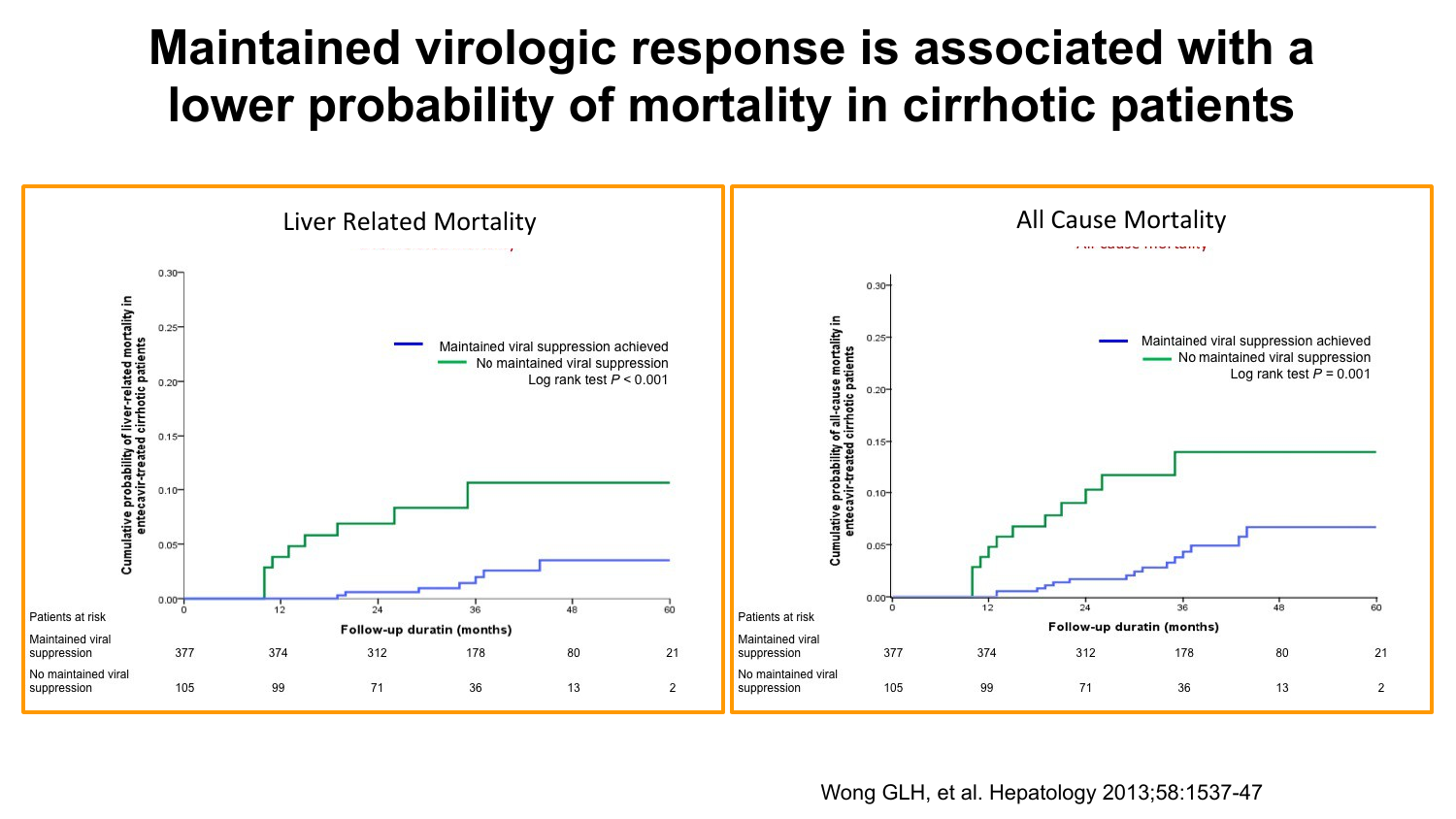# Maintained virologic response is associated with a lower probability of mortality in cirrhotic patients

## Liver Related Mortality

Cumulative probability of liver-related mortality in entecavir-treated cirrhotic patients

- Maintained viral suppression achieved
- No maintained viral suppression

Log rank test $P < 0.001$

Follow-up duratin (months)

| Patients at risk | 0 | 12 | 24 | 36 | 48 | 60 |
|---|---|---|---|---|---|---|
| Maintained viral suppression | 377 | 374 | 312 | 178 | 80 | 21 |
| No maintained viral suppression | 105 | 99 | 71 | 36 | 13 | 2 |

## All Cause Mortality

Cumulative probability of all-cause mortality in entecavir-treated cirrhotic patients

- Maintained viral suppression achieved
- No maintained viral suppression

Log rank test $P = 0.001$

Follow-up duratin (months)

| Patients at risk | 0 | 12 | 24 | 36 | 48 | 60 |
|---|---|---|---|---|---|---|
| Maintained viral suppression | 377 | 374 | 312 | 178 | 80 | 21 |
| No maintained viral suppression | 105 | 99 | 71 | 36 | 13 | 2 |

Wong GLH, et al. Hepatology 2013;58:1537-47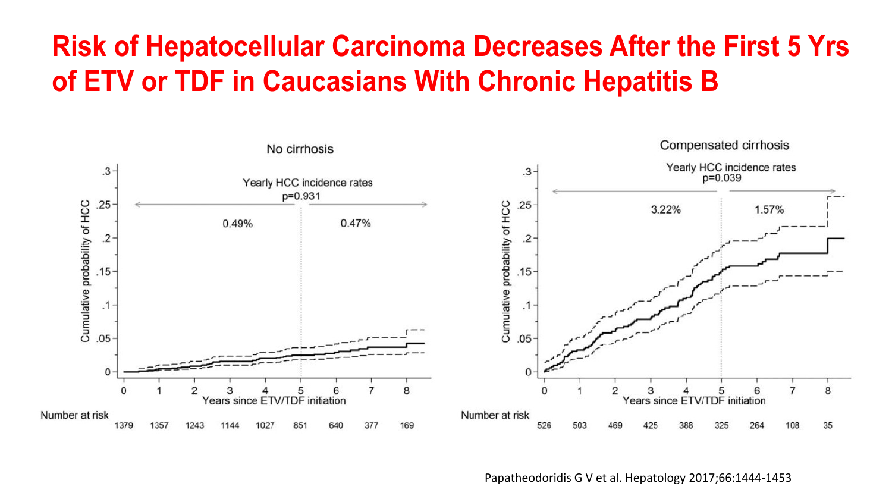# Risk of Hepatocellular Carcinoma Decreases After the First 5 Yrs of ETV or TDF in Caucasians With Chronic Hepatitis B

**No cirrhosis**

Yearly HCC incidence rates p=0.931

0.49% | 0.47%

Cumulative probability of HCC (0–.3) vs Years since ETV/TDF initiation (0–8)

| Number at risk | 0 | 1 | 2 | 3 | 4 | 5 | 6 | 7 | 8 |
|---|---|---|---|---|---|---|---|---|---|
| | 1379 | 1357 | 1243 | 1144 | 1027 | 851 | 640 | 377 | 169 |

**Compensated cirrhosis**

Yearly HCC incidence rates p=0.039

3.22% | 1.57%

Cumulative probability of HCC (0–.3) vs Years since ETV/TDF initiation (0–8)

| Number at risk | 0 | 1 | 2 | 3 | 4 | 5 | 6 | 7 | 8 |
|---|---|---|---|---|---|---|---|---|---|
| | 526 | 503 | 469 | 425 | 388 | 325 | 264 | 108 | 35 |

Papatheodoridis G V et al. Hepatology 2017;66:1444-1453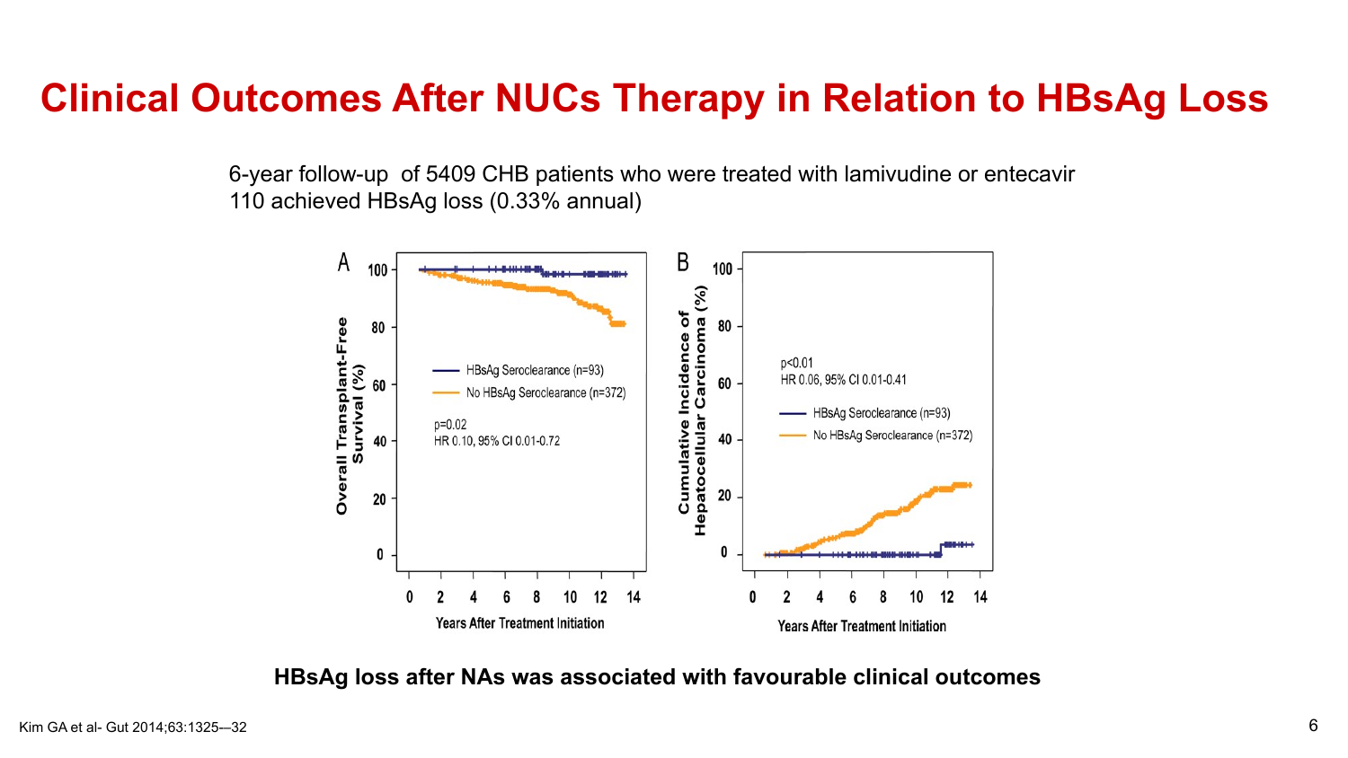# Clinical Outcomes After NUCs Therapy in Relation to HBsAg Loss

6-year follow-up of 5409 CHB patients who were treated with lamivudine or entecavir
110 achieved HBsAg loss (0.33% annual)

**HBsAg loss after NAs was associated with favourable clinical outcomes**

Kim GA et al- Gut 2014;63:1325–32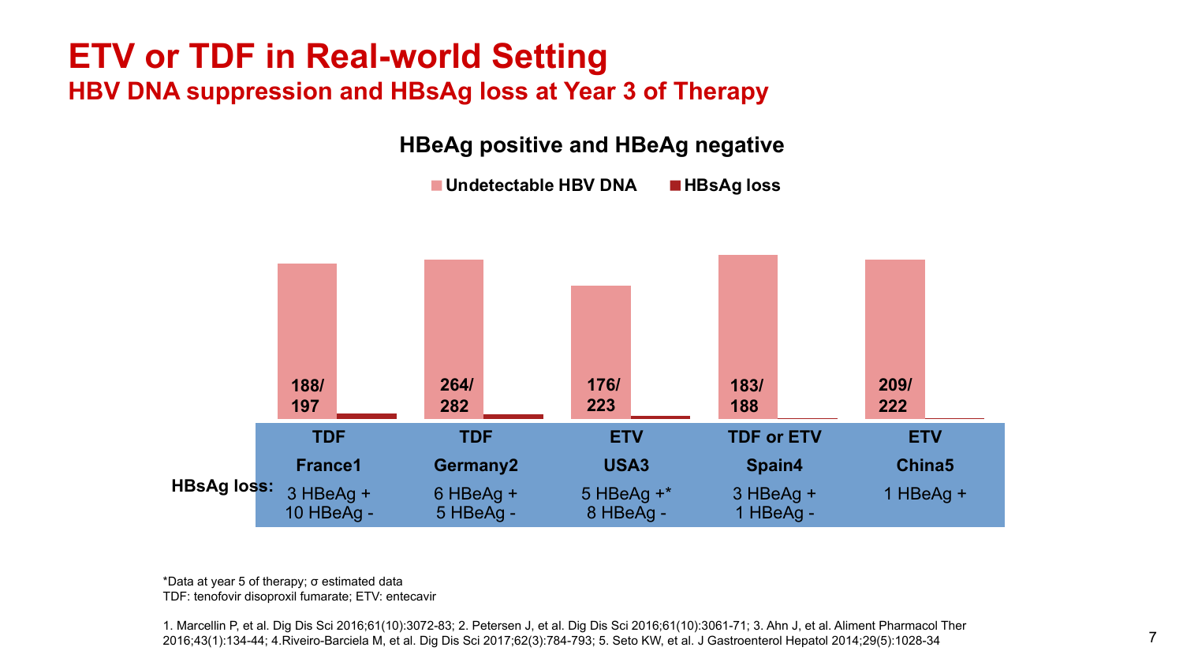# ETV or TDF in Real-world Setting

## HBV DNA suppression and HBsAg loss at Year 3 of Therapy

### HBeAg positive and HBeAg negative

Undetectable HBV DNA | HBsAg loss

| | TDF | TDF | ETV | TDF or ETV | ETV |
|---|---|---|---|---|---|
| | France1 | Germany2 | USA3 | Spain4 | China5 |
| Undetectable HBV DNA | 188/197 | 264/282 | 176/223 | 183/188 | 209/222 |
| HBsAg loss: | 3 HBeAg + 10 HBeAg - | 6 HBeAg + 5 HBeAg - | 5 HBeAg +* 8 HBeAg - | 3 HBeAg + 1 HBeAg - | 1 HBeAg + |

*Data at year 5 of therapy; σ estimated data
TDF: tenofovir disoproxil fumarate; ETV: entecavir

1. Marcellin P, et al. Dig Dis Sci 2016;61(10):3072-83; 2. Petersen J, et al. Dig Dis Sci 2016;61(10):3061-71; 3. Ahn J, et al. Aliment Pharmacol Ther 2016;43(1):134-44; 4.Riveiro-Barciela M, et al. Dig Dis Sci 2017;62(3):784-793; 5. Seto KW, et al. J Gastroenterol Hepatol 2014;29(5):1028-34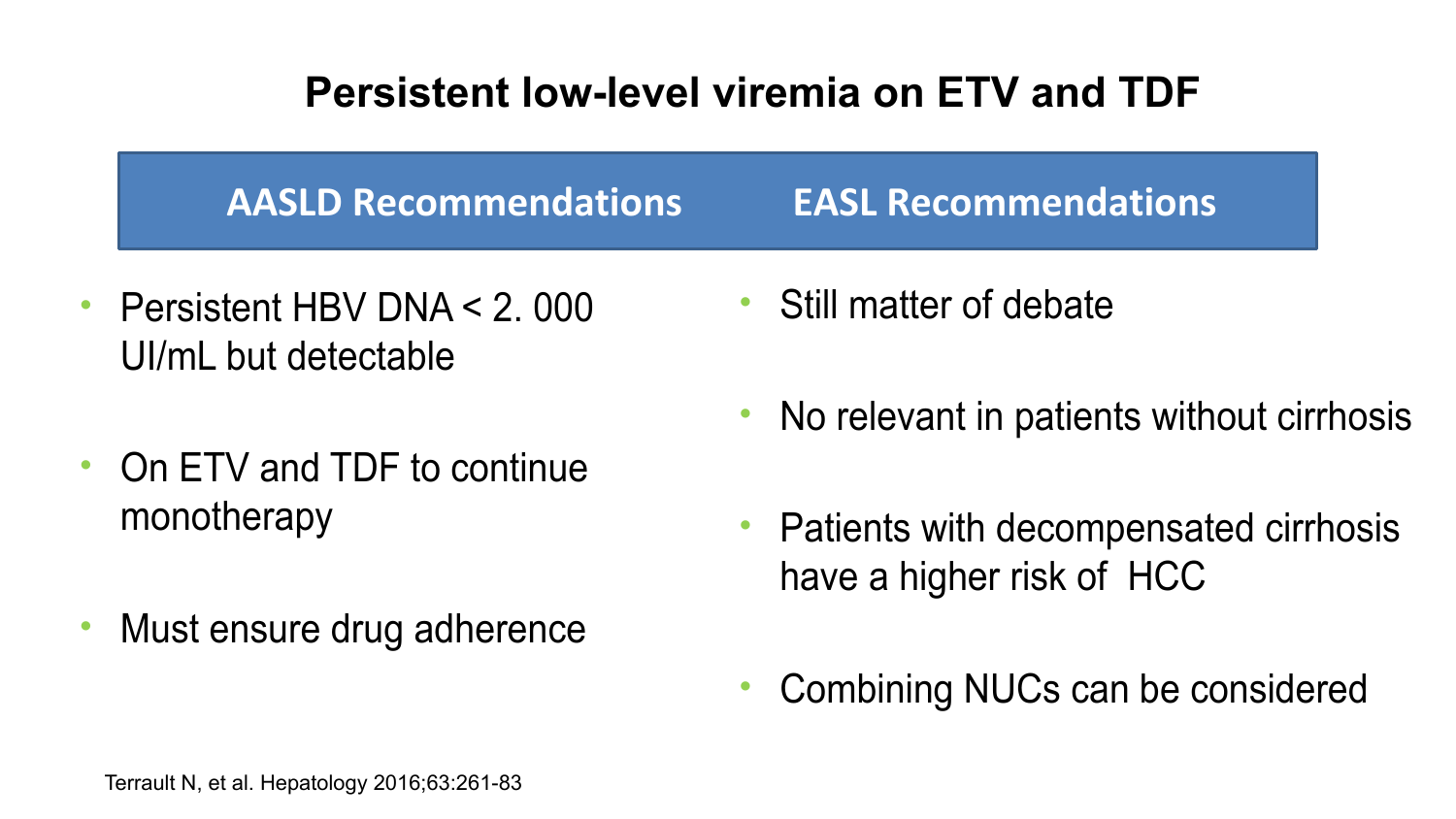# Persistent low-level viremia on ETV and TDF

| AASLD Recommendations | EASL Recommendations |
| --- | --- |
| • Persistent HBV DNA < 2. 000 UI/mL but detectable | • Still matter of debate |
| • On ETV and TDF to continue monotherapy | • No relevant in patients without cirrhosis |
| • Must ensure drug adherence | • Patients with decompensated cirrhosis have a higher risk of HCC |
| | • Combining NUCs can be considered |

Terrault N, et al. Hepatology 2016;63:261-83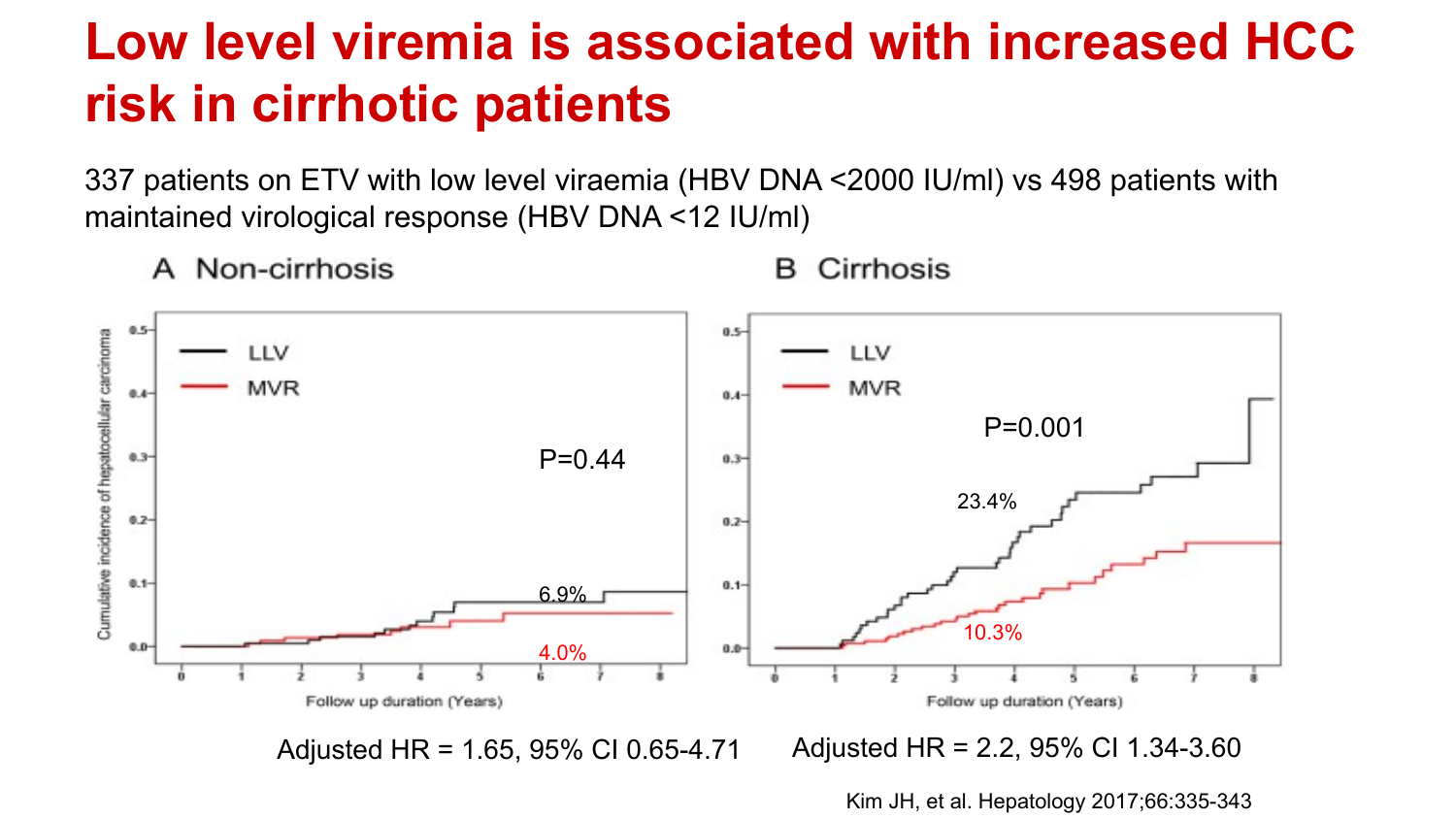# Low level viremia is associated with increased HCC risk in cirrhotic patients

337 patients on ETV with low level viraemia (HBV DNA <2000 IU/ml) vs 498 patients with maintained virological response (HBV DNA <12 IU/ml)

**A Non-cirrhosis**

LLV / MVR

P=0.44

6.9%

4.0%

Cumulative incidence of hepatocellular carcinoma

Follow up duration (Years)

Adjusted HR = 1.65, 95% CI 0.65-4.71

**B Cirrhosis**

LLV / MVR

P=0.001

23.4%

10.3%

Follow up duration (Years)

Adjusted HR = 2.2, 95% CI 1.34-3.60

Kim JH, et al. Hepatology 2017;66:335-343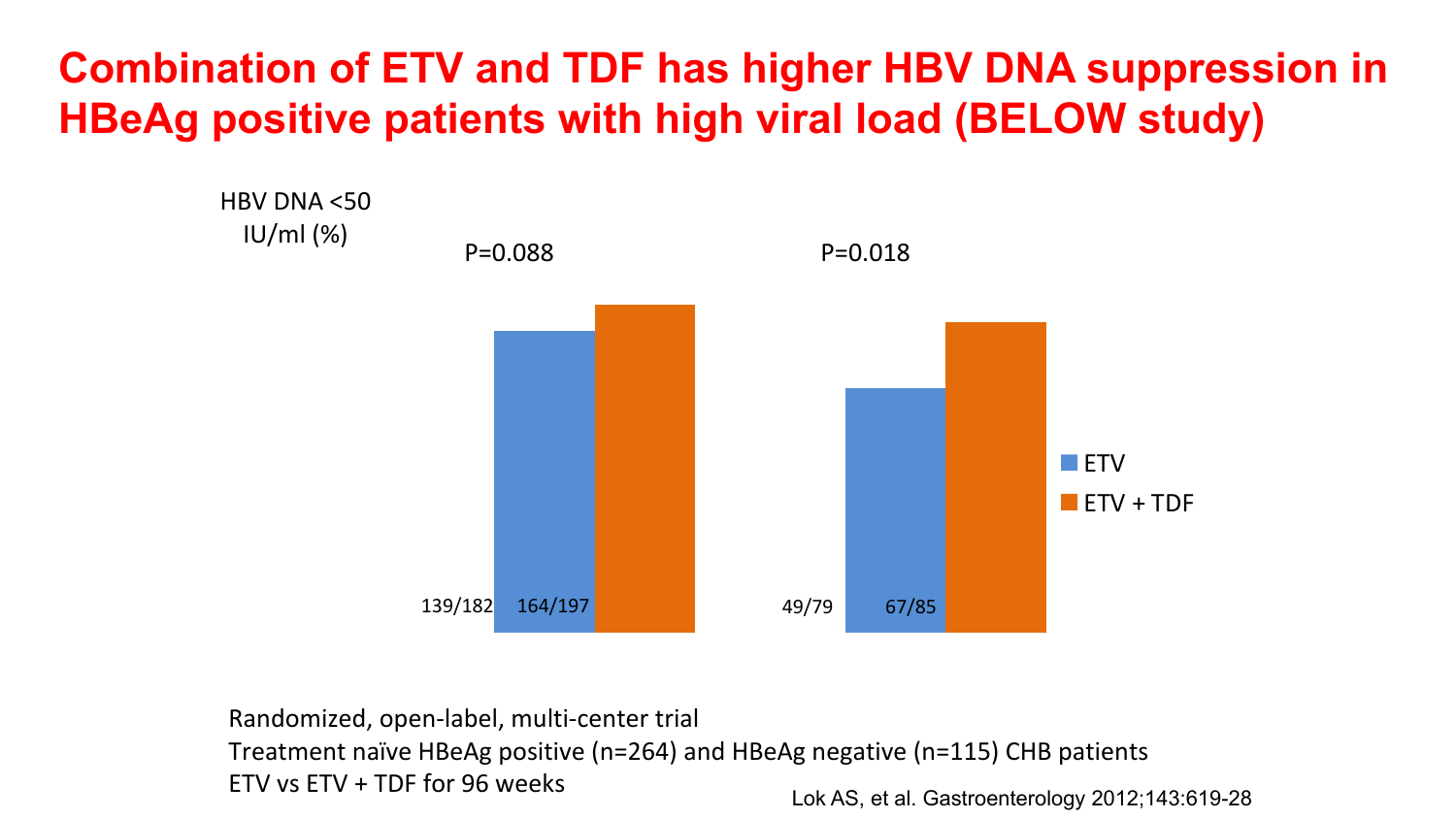# Combination of ETV and TDF has higher HBV DNA suppression in HBeAg positive patients with high viral load (BELOW study)

HBV DNA <50 IU/ml (%)

| | ETV | ETV + TDF | P |
|---|---|---|---|
| Group 1 | 139/182 | 164/197 | P=0.088 |
| Group 2 | 49/79 | 67/85 | P=0.018 |

Randomized, open-label, multi-center trial

Treatment naïve HBeAg positive (n=264) and HBeAg negative (n=115) CHB patients

ETV vs ETV + TDF for 96 weeks

Lok AS, et al. Gastroenterology 2012;143:619-28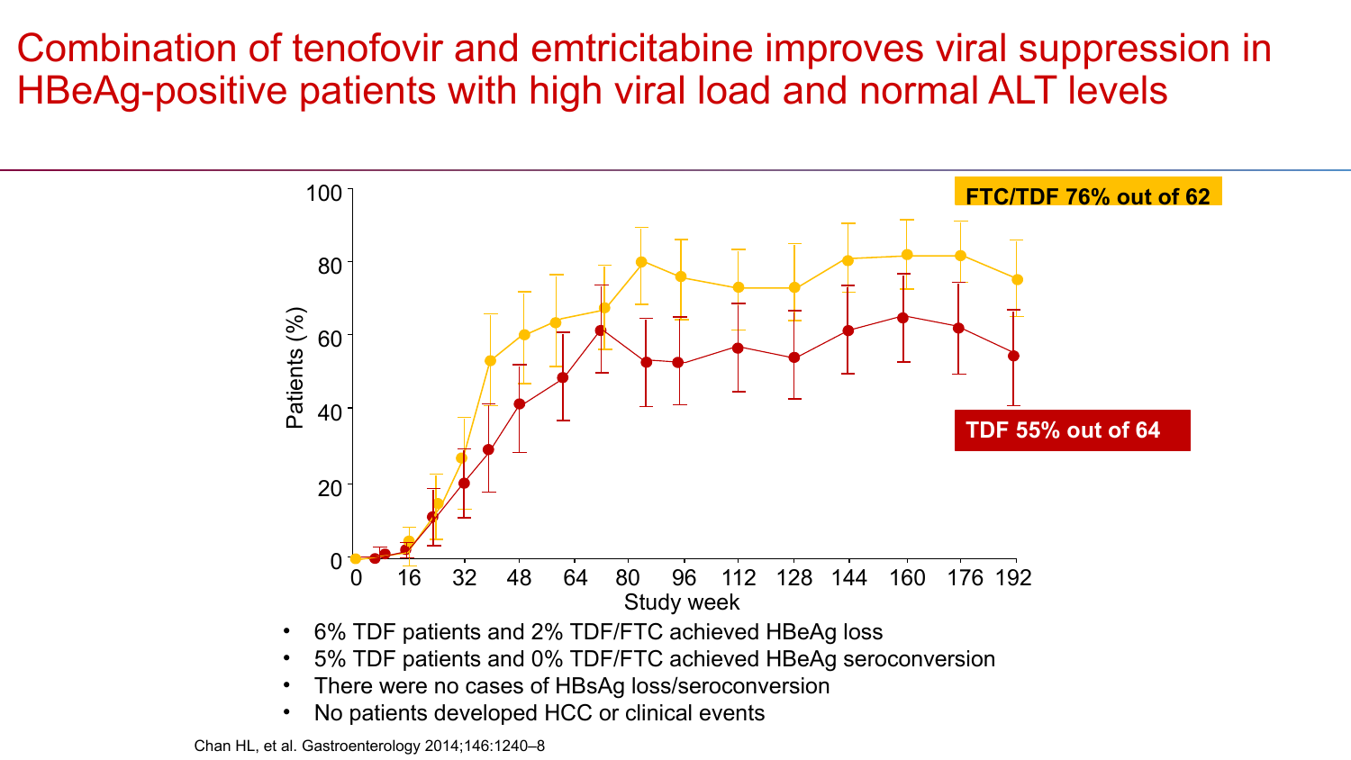# Combination of tenofovir and emtricitabine improves viral suppression in HBeAg-positive patients with high viral load and normal ALT levels

FTC/TDF 76% out of 62

TDF 55% out of 64

- 6% TDF patients and 2% TDF/FTC achieved HBeAg loss
- 5% TDF patients and 0% TDF/FTC achieved HBeAg seroconversion
- There were no cases of HBsAg loss/seroconversion
- No patients developed HCC or clinical events

Chan HL, et al. Gastroenterology 2014;146:1240–8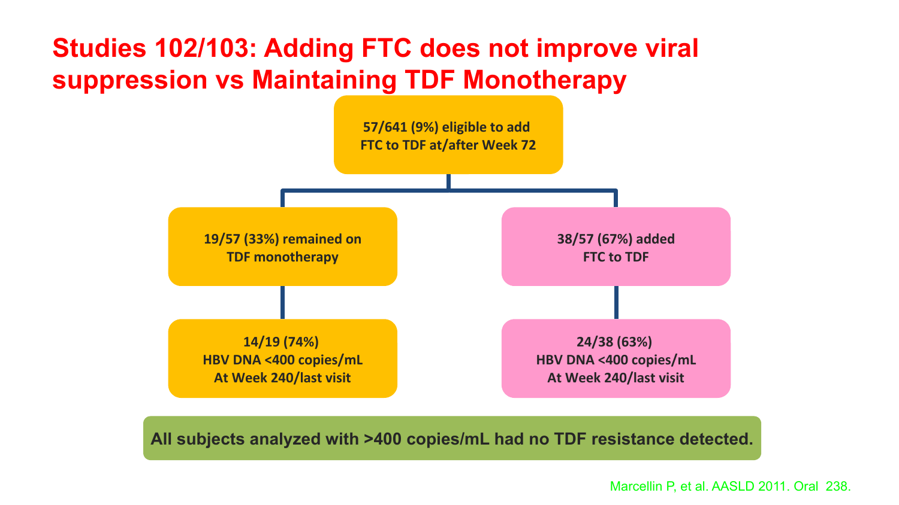# Studies 102/103: Adding FTC does not improve viral suppression vs Maintaining TDF Monotherapy

**57/641 (9%) eligible to add FTC to TDF at/after Week 72**

- **19/57 (33%) remained on TDF monotherapy**
  - **14/19 (74%) HBV DNA <400 copies/mL At Week 240/last visit**
- **38/57 (67%) added FTC to TDF**
  - **24/38 (63%) HBV DNA <400 copies/mL At Week 240/last visit**

**All subjects analyzed with >400 copies/mL had no TDF resistance detected.**

Marcellin P, et al. AASLD 2011. Oral 238.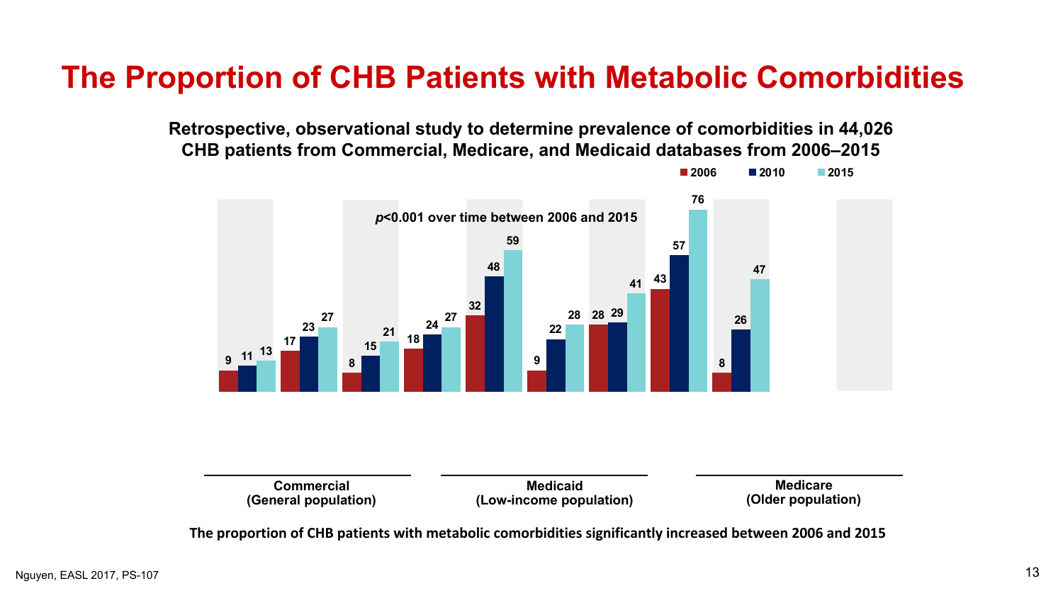# The Proportion of CHB Patients with Metabolic Comorbidities

**Retrospective, observational study to determine prevalence of comorbidities in 44,026 CHB patients from Commercial, Medicare, and Medicaid databases from 2006–2015**

***p*<0.001 over time between 2006 and 2015**

| Group | 2006 | 2010 | 2015 |
|---|---|---|---|
| Commercial (General population) | 9 | 11 | 13 |
| Commercial (General population) | 17 | 23 | 27 |
| Commercial (General population) | 8 | 15 | 21 |
| Medicaid (Low-income population) | 18 | 24 | 27 |
| Medicaid (Low-income population) | 32 | 48 | 59 |
| Medicaid (Low-income population) | 9 | 22 | 28 |
| Medicare (Older population) | 28 | 29 | 41 |
| Medicare (Older population) | 43 | 57 | 76 |
| Medicare (Older population) | 8 | 26 | 47 |

**The proportion of CHB patients with metabolic comorbidities significantly increased between 2006 and 2015**

Nguyen, EASL 2017, PS-107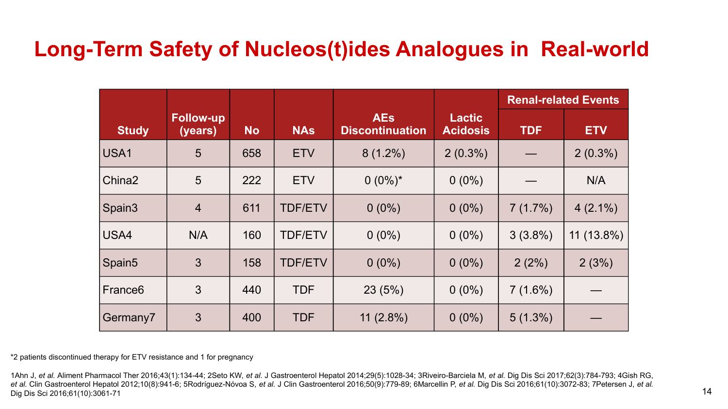# Long-Term Safety of Nucleos(t)ides Analogues in Real-world

| Study | Follow-up (years) | No | NAs | AEs Discontinuation | Lactic Acidosis | Renal-related Events | |
|---|---|---|---|---|---|---|---|
| | | | | | | TDF | ETV |
| USA1 | 5 | 658 | ETV | 8 (1.2%) | 2 (0.3%) | — | 2 (0.3%) |
| China2 | 5 | 222 | ETV | 0 (0%)* | 0 (0%) | — | N/A |
| Spain3 | 4 | 611 | TDF/ETV | 0 (0%) | 0 (0%) | 7 (1.7%) | 4 (2.1%) |
| USA4 | N/A | 160 | TDF/ETV | 0 (0%) | 0 (0%) | 3 (3.8%) | 11 (13.8%) |
| Spain5 | 3 | 158 | TDF/ETV | 0 (0%) | 0 (0%) | 2 (2%) | 2 (3%) |
| France6 | 3 | 440 | TDF | 23 (5%) | 0 (0%) | 7 (1.6%) | — |
| Germany7 | 3 | 400 | TDF | 11 (2.8%) | 0 (0%) | 5 (1.3%) | — |

*2 patients discontinued therapy for ETV resistance and 1 for pregnancy

1Ahn J, *et al.* Aliment Pharmacol Ther 2016;43(1):134-44; 2Seto KW, *et al.* J Gastroenterol Hepatol 2014;29(5):1028-34; 3Riveiro-Barciela M, *et al.* Dig Dis Sci 2017;62(3):784-793; 4Gish RG, *et al.* Clin Gastroenterol Hepatol 2012;10(8):941-6; 5Rodríguez-Nóvoa S, *et al.* J Clin Gastroenterol 2016;50(9):779-89; 6Marcellin P, *et al.* Dig Dis Sci 2016;61(10):3072-83; 7Petersen J, *et al.* Dig Dis Sci 2016;61(10):3061-71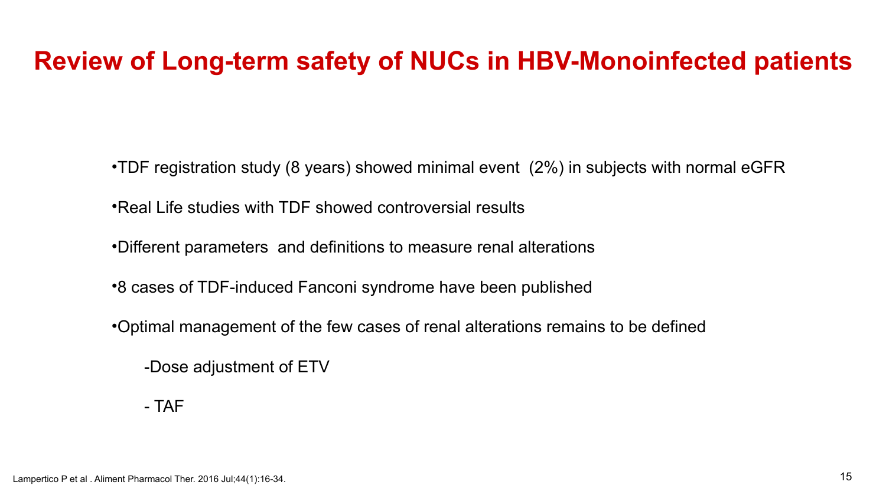# Review of Long-term safety of NUCs in HBV-Monoinfected patients

- TDF registration study (8 years) showed minimal event (2%) in subjects with normal eGFR
- Real Life studies with TDF showed controversial results
- Different parameters and definitions to measure renal alterations
- 8 cases of TDF-induced Fanconi syndrome have been published
- Optimal management of the few cases of renal alterations remains to be defined
  - Dose adjustment of ETV
  - TAF

Lampertico P et al . Aliment Pharmacol Ther. 2016 Jul;44(1):16-34.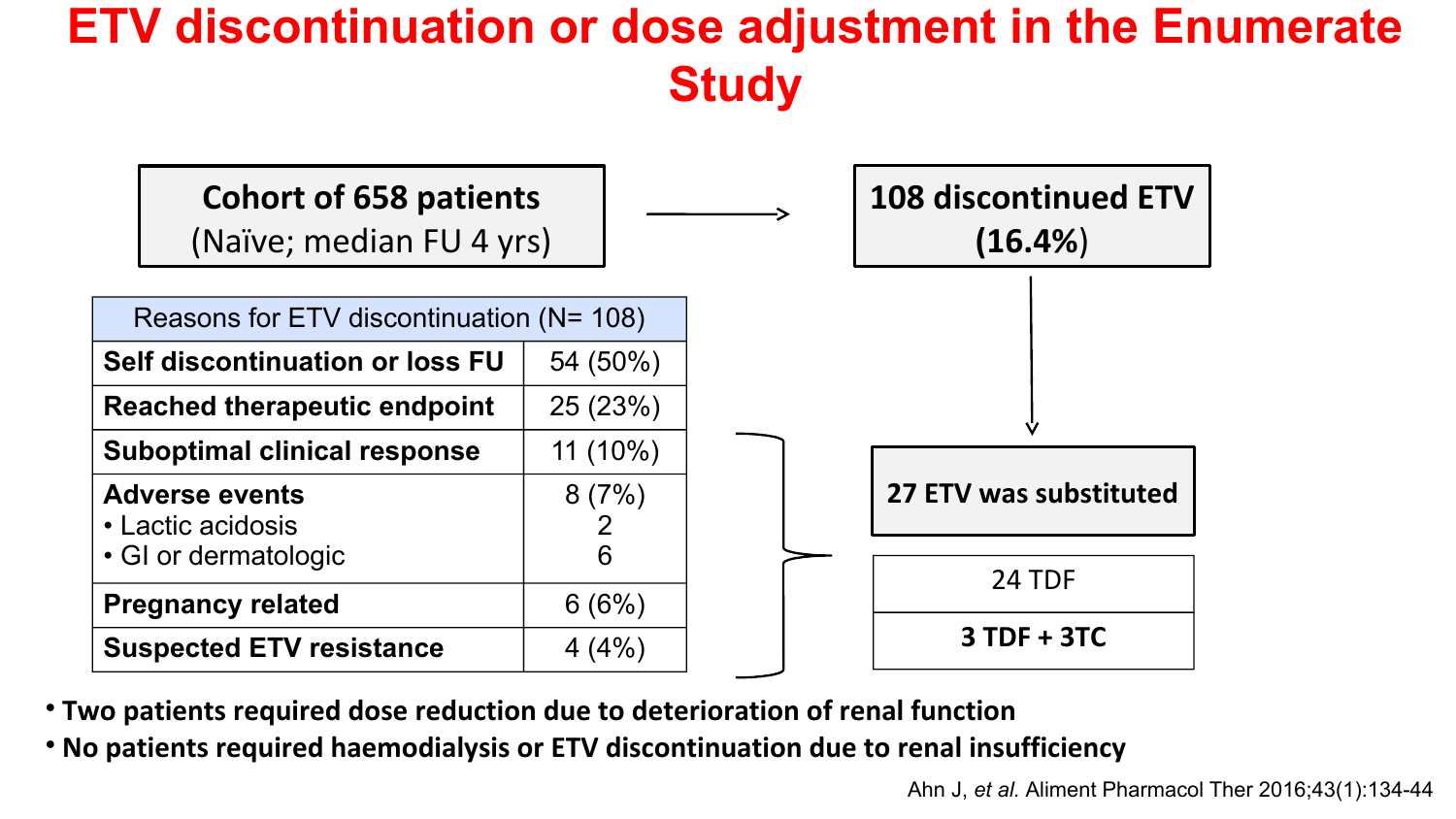# ETV discontinuation or dose adjustment in the Enumerate Study

**Cohort of 658 patients**
(Naïve; median FU 4 yrs)

→ **108 discontinued ETV (16.4%)**

| Reasons for ETV discontinuation (N= 108) | |
|---|---|
| **Self discontinuation or loss FU** | 54 (50%) |
| **Reached therapeutic endpoint** | 25 (23%) |
| **Suboptimal clinical response** | 11 (10%) |
| **Adverse events** | 8 (7%) |
| • Lactic acidosis | 2 |
| • GI or dermatologic | 6 |
| **Pregnancy related** | 6 (6%) |
| **Suspected ETV resistance** | 4 (4%) |

**27 ETV was substituted**

| |
|---|
| 24 TDF |
| **3 TDF + 3TC** |

- **Two patients required dose reduction due to deterioration of renal function**
- **No patients required haemodialysis or ETV discontinuation due to renal insufficiency**

Ahn J, *et al.* Aliment Pharmacol Ther 2016;43(1):134-44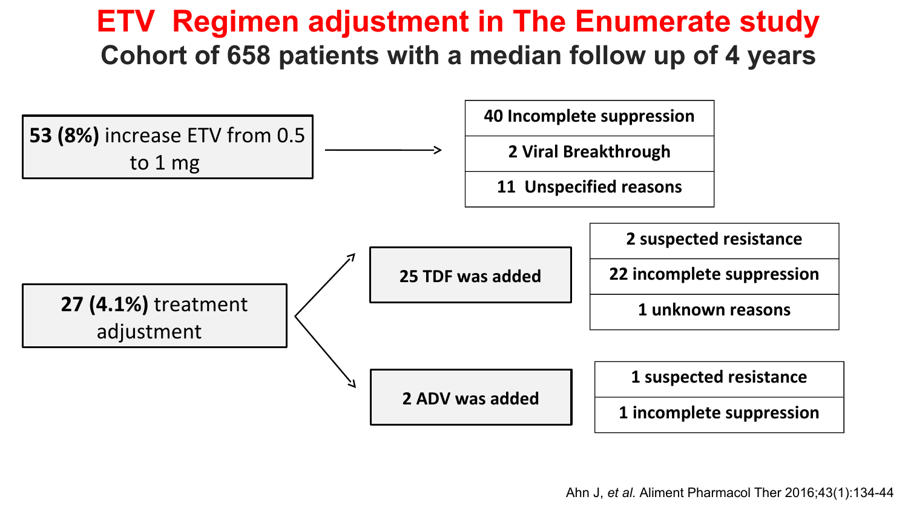# ETV Regimen adjustment in The Enumerate study

## Cohort of 658 patients with a median follow up of 4 years

**53 (8%)** increase ETV from 0.5 to 1 mg →

- **40 Incomplete suppression**
- **2 Viral Breakthrough**
- **11 Unspecified reasons**

**27 (4.1%)** treatment adjustment

- **25 TDF was added**
  - **2 suspected resistance**
  - **22 incomplete suppression**
  - **1 unknown reasons**
- **2 ADV was added**
  - **1 suspected resistance**
  - **1 incomplete suppression**

Ahn J, *et al.* Aliment Pharmacol Ther 2016;43(1):134-44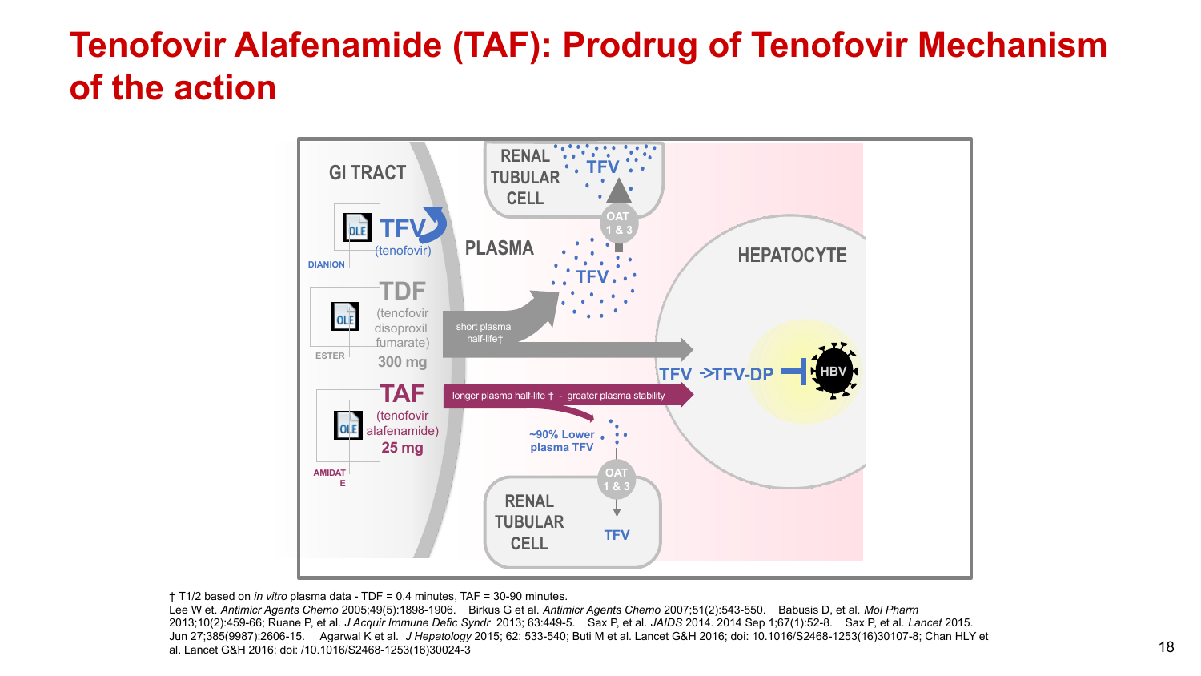# Tenofovir Alafenamide (TAF): Prodrug of Tenofovir Mechanism of the action

GI TRACT

TFV (tenofovir) — DIANION

TDF (tenofovir disoproxil fumarate) 300 mg — ESTER

TAF (tenofovir alafenamide) 25 mg — AMIDATE

PLASMA

short plasma half-life†

longer plasma half-life † - greater plasma stability

~90% Lower plasma TFV

RENAL TUBULAR CELL — TFV — OAT 1 & 3

HEPATOCYTE

TFV → TFV-DP — HBV

† T1/2 based on *in vitro* plasma data - TDF = 0.4 minutes, TAF = 30-90 minutes.

Lee W et. *Antimicr Agents Chemo* 2005;49(5):1898-1906. Birkus G et al. *Antimicr Agents Chemo* 2007;51(2):543-550. Babusis D, et al. *Mol Pharm* 2013;10(2):459-66; Ruane P, et al. *J Acquir Immune Defic Syndr* 2013; 63:449-5. Sax P, et al. *JAIDS* 2014. 2014 Sep 1;67(1):52-8. Sax P, et al. *Lancet* 2015. Jun 27;385(9987):2606-15. Agarwal K et al. *J Hepatology* 2015; 62: 533-540; Buti M et al. Lancet G&H 2016; doi: 10.1016/S2468-1253(16)30107-8; Chan HLY et al. Lancet G&H 2016; doi: /10.1016/S2468-1253(16)30024-3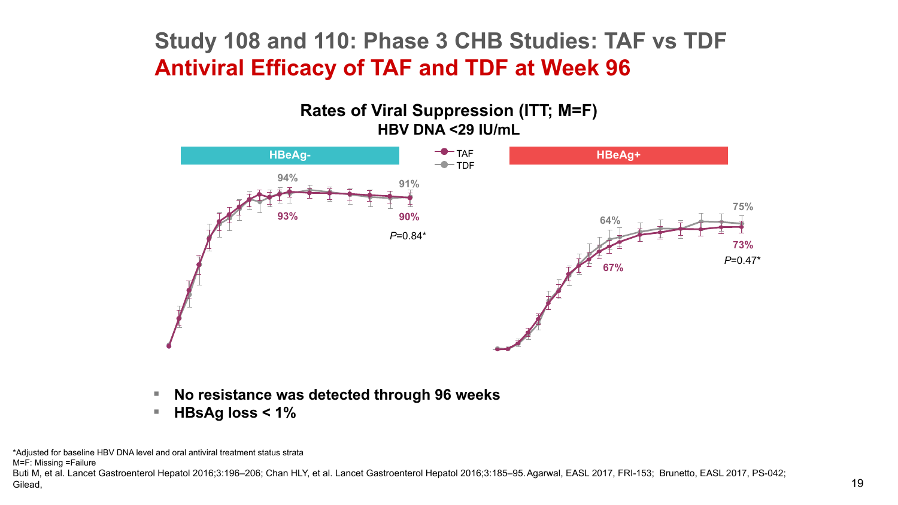# Study 108 and 110: Phase 3 CHB Studies: TAF vs TDF

## Antiviral Efficacy of TAF and TDF at Week 96

**Rates of Viral Suppression (ITT; M=F)**
**HBV DNA <29 IU/mL**

| | HBeAg- | | HBeAg+ | |
|---|---|---|---|---|
| | Week 48 | Week 96 | Week 48 | Week 96 |
| TAF | 93% | 90% | 67% | 73% |
| TDF | 94% | 91% | 64% | 75% |
| | | $P$=0.84* | | $P$=0.47* |

- **No resistance was detected through 96 weeks**
- **HBsAg loss < 1%**

*Adjusted for baseline HBV DNA level and oral antiviral treatment status strata
M=F: Missing =Failure
Buti M, et al. Lancet Gastroenterol Hepatol 2016;3:196–206; Chan HLY, et al. Lancet Gastroenterol Hepatol 2016;3:185–95. Agarwal, EASL 2017, FRI-153; Brunetto, EASL 2017, PS-042; Gilead,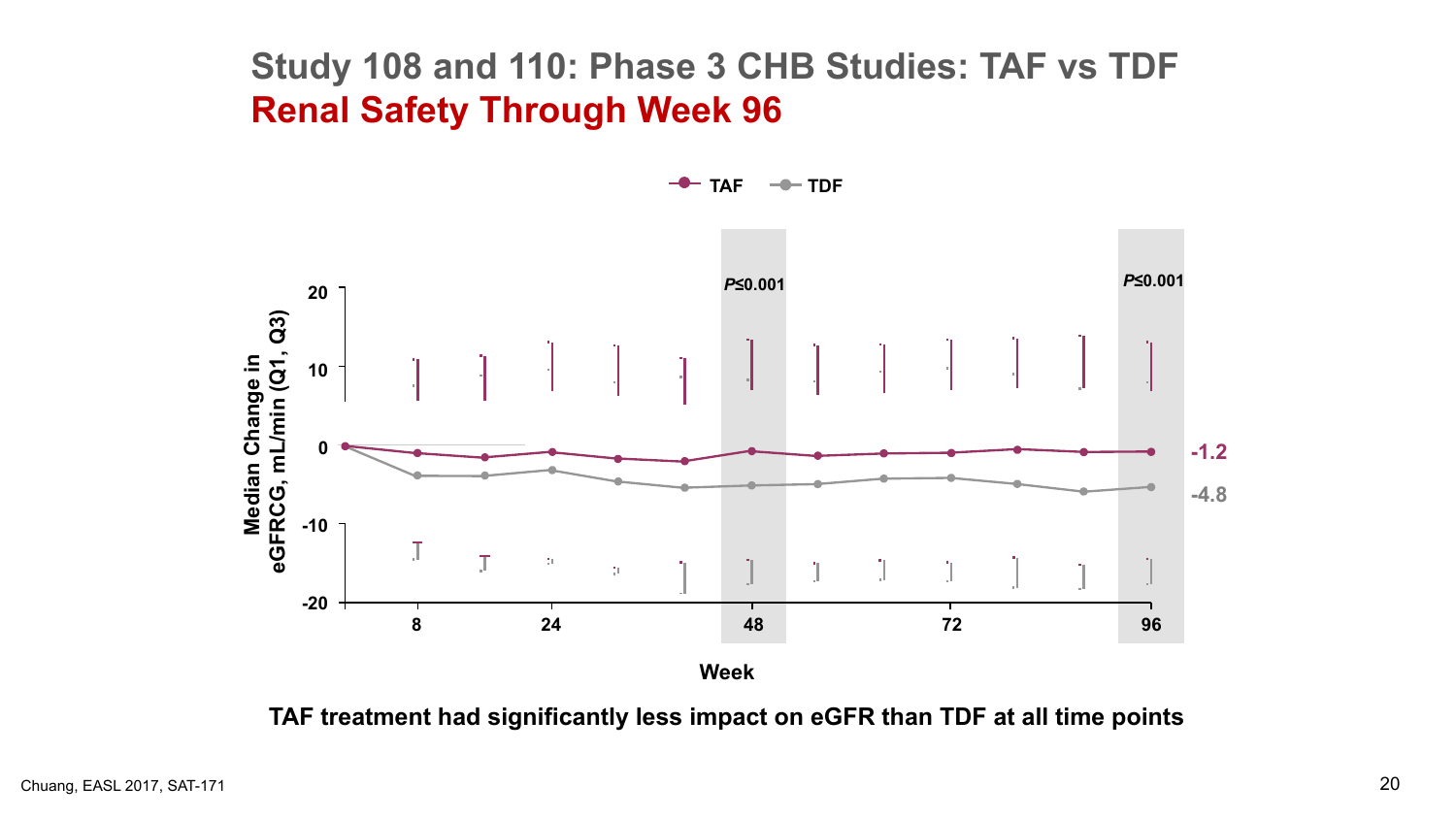# Study 108 and 110: Phase 3 CHB Studies: TAF vs TDF

## Renal Safety Through Week 96

TAF — TDF

*P*≤0.001 *P*≤0.001

Median Change in eGFRCG, mL/min (Q1, Q3)

20, 10, 0, -10, -20

8, 24, 48, 72, 96

Week

-1.2

-4.8

**TAF treatment had significantly less impact on eGFR than TDF at all time points**

Chuang, EASL 2017, SAT-171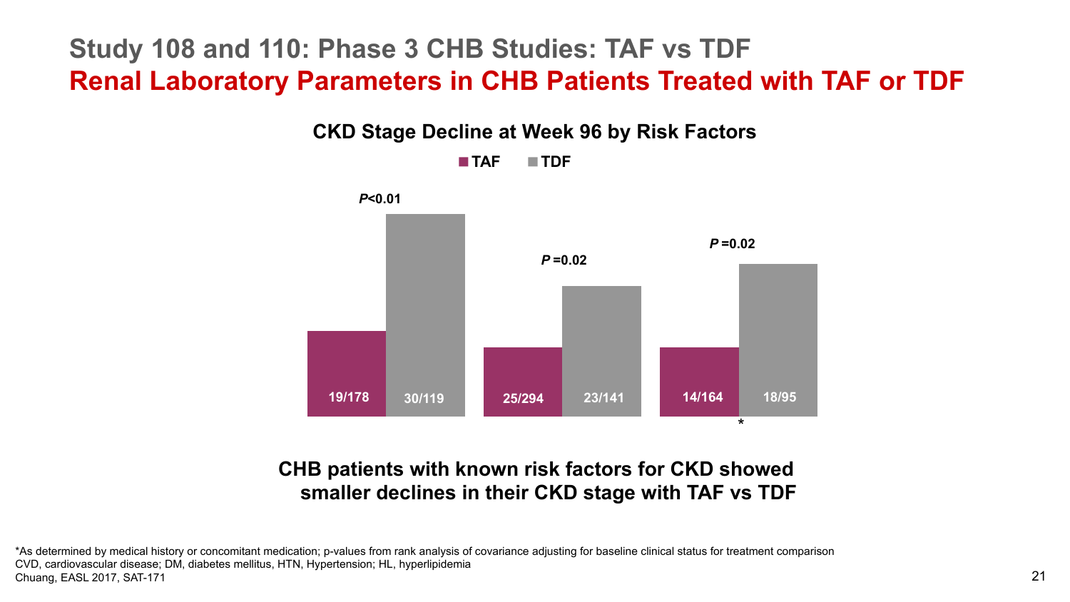# Study 108 and 110: Phase 3 CHB Studies: TAF vs TDF

## Renal Laboratory Parameters in CHB Patients Treated with TAF or TDF

### CKD Stage Decline at Week 96 by Risk Factors

| | TAF | TDF | P-value |
|---|---|---|---|
| Group 1 | 19/178 | 30/119 | *P*<0.01 |
| Group 2 | 25/294 | 23/141 | *P* =0.02 |
| Group 3* | 14/164 | 18/95 | *P* =0.02 |

**CHB patients with known risk factors for CKD showed smaller declines in their CKD stage with TAF vs TDF**

*As determined by medical history or concomitant medication; p-values from rank analysis of covariance adjusting for baseline clinical status for treatment comparison
CVD, cardiovascular disease; DM, diabetes mellitus, HTN, Hypertension; HL, hyperlipidemia
Chuang, EASL 2017, SAT-171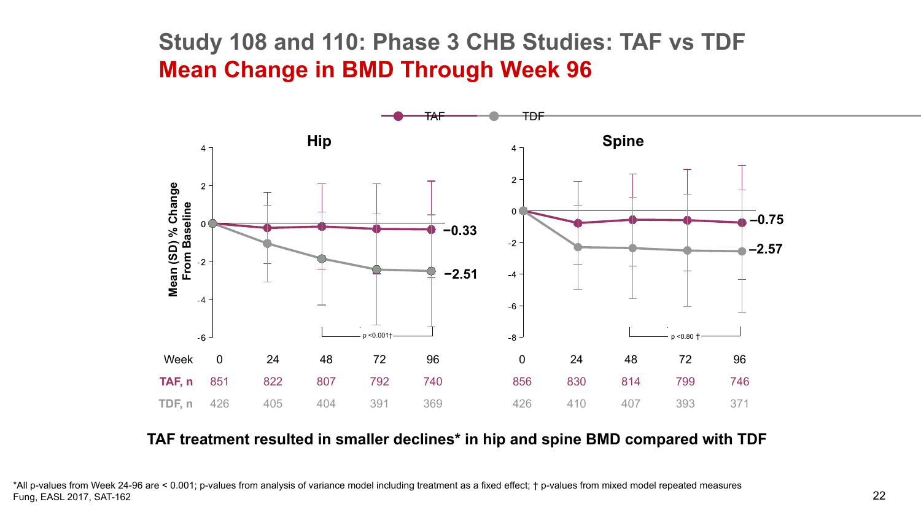# Study 108 and 110: Phase 3 CHB Studies: TAF vs TDF

## Mean Change in BMD Through Week 96

TAF — TDF

**Hip**

Mean (SD) % Change From Baseline

−0.33

−2.51

p <0.001†

**Spine**

−0.75

−2.57

p <0.80 †

| Week | 0 | 24 | 48 | 72 | 96 | 0 | 24 | 48 | 72 | 96 |
|---|---|---|---|---|---|---|---|---|---|---|
| **TAF, n** | 851 | 822 | 807 | 792 | 740 | 856 | 830 | 814 | 799 | 746 |
| **TDF, n** | 426 | 405 | 404 | 391 | 369 | 426 | 410 | 407 | 393 | 371 |

**TAF treatment resulted in smaller declines* in hip and spine BMD compared with TDF**

*All p-values from Week 24-96 are < 0.001; p-values from analysis of variance model including treatment as a fixed effect; † p-values from mixed model repeated measures
Fung, EASL 2017, SAT-162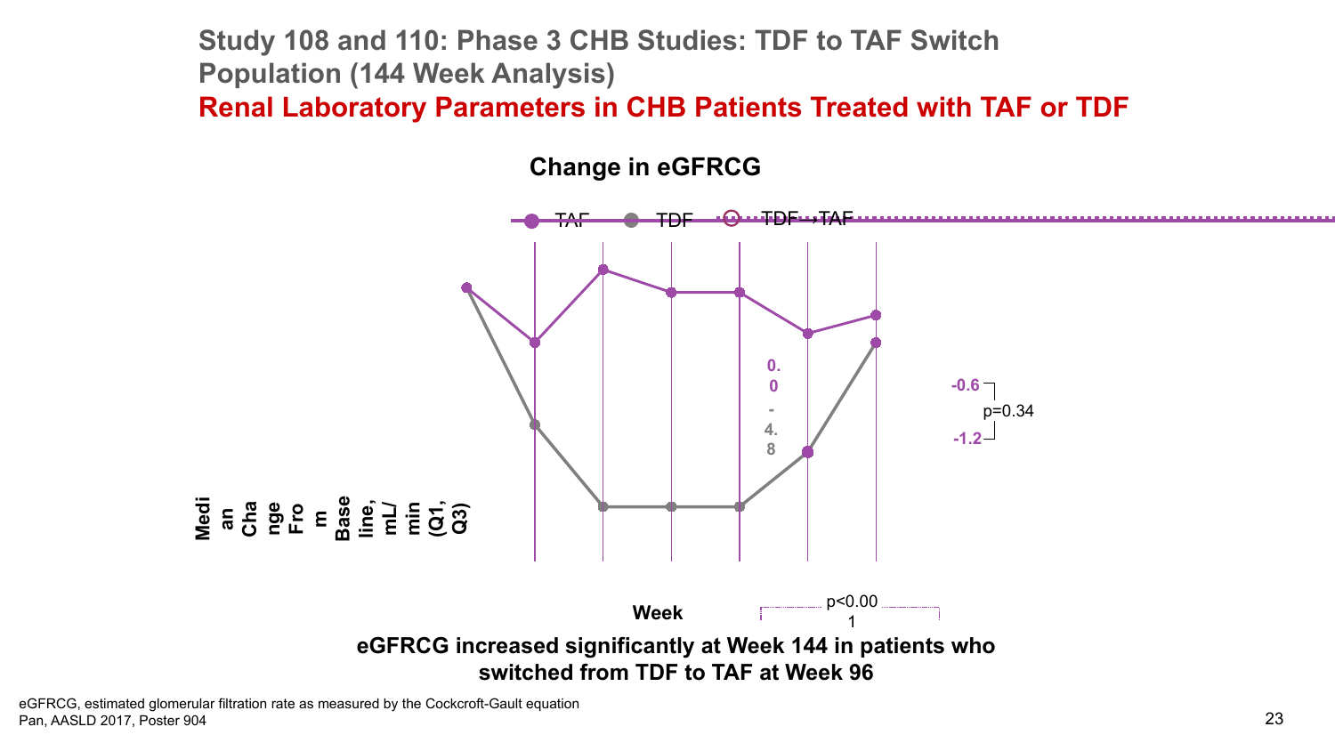# Study 108 and 110: Phase 3 CHB Studies: TDF to TAF Switch Population (144 Week Analysis)

## Renal Laboratory Parameters in CHB Patients Treated with TAF or TDF

### Change in eGFRCG

TAF TDF TDF→TAF

0.0

-4.8

-0.6

p=0.34

-1.2

Median Change From Baseline, mL/min (Q1, Q3)

Week

p<0.001

**eGFRCG increased significantly at Week 144 in patients who switched from TDF to TAF at Week 96**

eGFRCG, estimated glomerular filtration rate as measured by the Cockcroft-Gault equation
Pan, AASLD 2017, Poster 904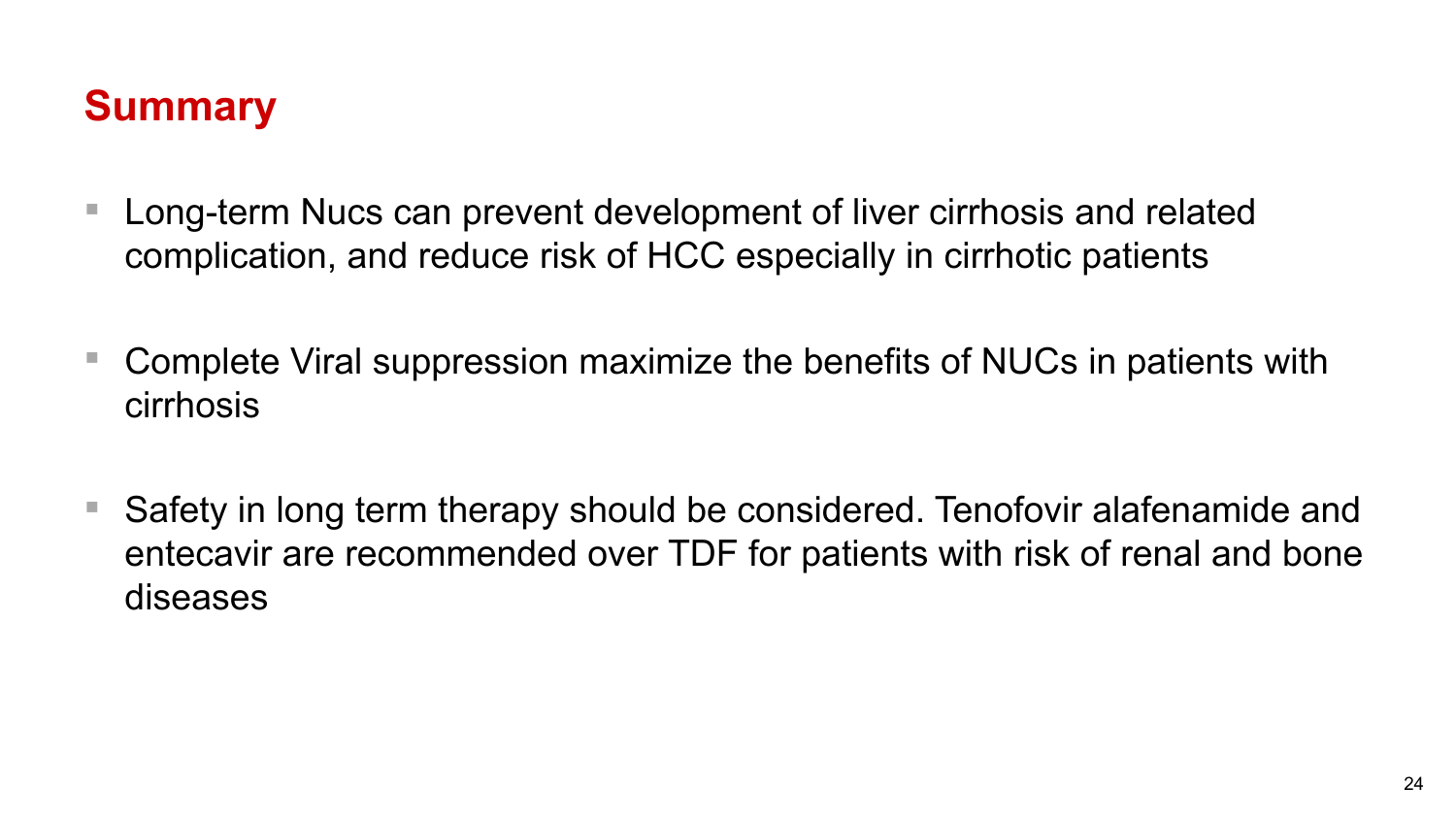# Summary

- Long-term Nucs can prevent development of liver cirrhosis and related complication, and reduce risk of HCC especially in cirrhotic patients
- Complete Viral suppression maximize the benefits of NUCs in patients with cirrhosis
- Safety in long term therapy should be considered. Tenofovir alafenamide and entecavir are recommended over TDF for patients with risk of renal and bone diseases